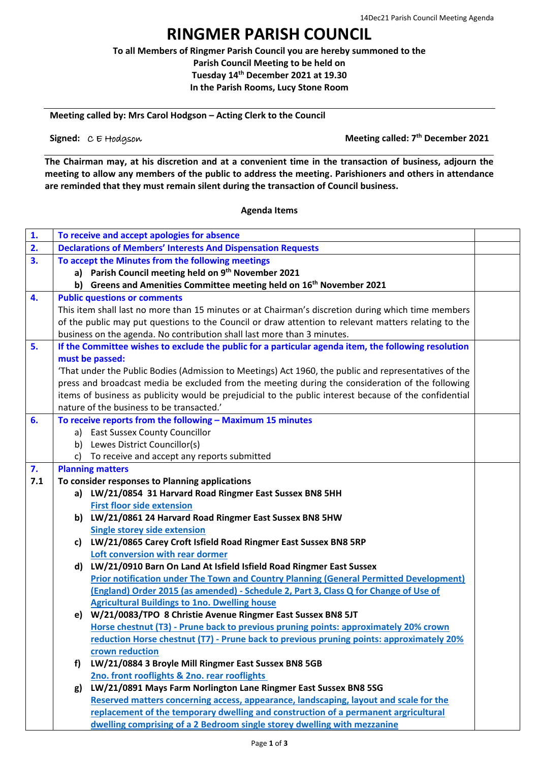# RINGMER PARISH COUNCIL

**To all Members of Ringmer Parish Council you are hereby summoned to the Parish Council Meeting to be held on Tuesday 14th December 2021 at 19.30 In the Parish Rooms, Lucy Stone Room**

**Meeting called by: Mrs Carol Hodgson – Acting Clerk to the Council**

**Signed:** C E Hodgson **Meeting called: 7th December 2021**

**The Chairman may, at his discretion and at a convenient time in the transaction of business, adjourn the meeting to allow any members of the public to address the meeting. Parishioners and others in attendance are reminded that they must remain silent during the transaction of Council business.**

**Agenda Items**

| | | |
|---|---|---|
| **1.** | **To receive and accept apologies for absence** | |
| **2.** | **Declarations of Members' Interests And Dispensation Requests** | |
| **3.** | **To accept the Minutes from the following meetings**<br>a) **Parish Council meeting held on 9th November 2021**<br>b) **Greens and Amenities Committee meeting held on 16th November 2021** | |
| **4.** | **Public questions or comments**<br>This item shall last no more than 15 minutes or at Chairman's discretion during which time members of the public may put questions to the Council or draw attention to relevant matters relating to the business on the agenda. No contribution shall last more than 3 minutes. | |
| **5.** | **If the Committee wishes to exclude the public for a particular agenda item, the following resolution must be passed:**<br>'That under the Public Bodies (Admission to Meetings) Act 1960, the public and representatives of the press and broadcast media be excluded from the meeting during the consideration of the following items of business as publicity would be prejudicial to the public interest because of the confidential nature of the business to be transacted.' | |
| **6.** | **To receive reports from the following – Maximum 15 minutes**<br>a) East Sussex County Councillor<br>b) Lewes District Councillor(s)<br>c) To receive and accept any reports submitted | |
| **7.**<br>**7.1** | **Planning matters**<br>**To consider responses to Planning applications**<br>**a) LW/21/0854 31 Harvard Road Ringmer East Sussex BN8 5HH**<br>**First floor side extension**<br>**b) LW/21/0861 24 Harvard Road Ringmer East Sussex BN8 5HW**<br>**Single storey side extension**<br>**c) LW/21/0865 Carey Croft Isfield Road Ringmer East Sussex BN8 5RP**<br>**Loft conversion with rear dormer**<br>**d) LW/21/0910 Barn On Land At Isfield Isfield Road Ringmer East Sussex**<br>**Prior notification under The Town and Country Planning (General Permitted Development) (England) Order 2015 (as amended) - Schedule 2, Part 3, Class Q for Change of Use of Agricultural Buildings to 1no. Dwelling house**<br>**e) W/21/0083/TPO 8 Christie Avenue Ringmer East Sussex BN8 5JT**<br>**Horse chestnut (T3) - Prune back to previous pruning points: approximately 20% crown reduction Horse chestnut (T7) - Prune back to previous pruning points: approximately 20% crown reduction**<br>**f) LW/21/0884 3 Broyle Mill Ringmer East Sussex BN8 5GB**<br>**2no. front rooflights & 2no. rear rooflights**<br>**g) LW/21/0891 Mays Farm Norlington Lane Ringmer East Sussex BN8 5SG**<br>**Reserved matters concerning access, appearance, landscaping, layout and scale for the replacement of the temporary dwelling and construction of a permanent argricultural dwelling comprising of a 2 Bedroom single storey dwelling with mezzanine** | |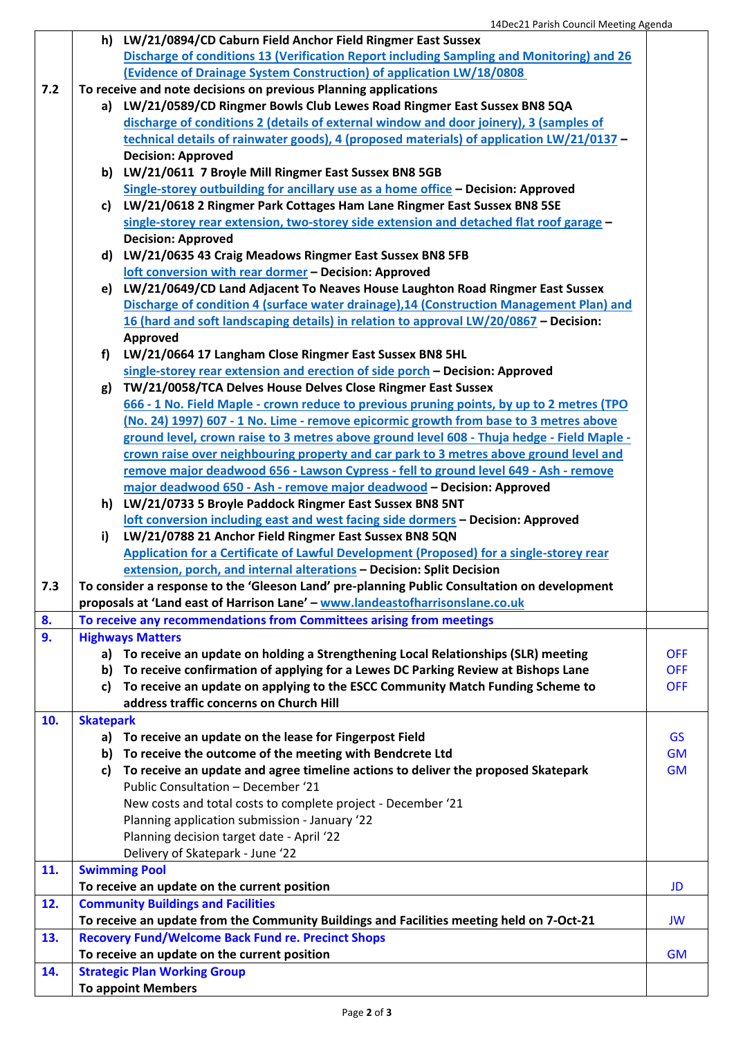| | | |
|---|---|---|
| | **h) LW/21/0894/CD Caburn Field Anchor Field Ringmer East Sussex**<br>Discharge of conditions 13 (Verification Report including Sampling and Monitoring) and 26 (Evidence of Drainage System Construction) of application LW/18/0808 | |
| **7.2** | **To receive and note decisions on previous Planning applications**<br>**a) LW/21/0589/CD Ringmer Bowls Club Lewes Road Ringmer East Sussex BN8 5QA**<br>discharge of conditions 2 (details of external window and door joinery), 3 (samples of technical details of rainwater goods), 4 (proposed materials) of application LW/21/0137 – **Decision: Approved**<br>**b) LW/21/0611 7 Broyle Mill Ringmer East Sussex BN8 5GB**<br>Single-storey outbuilding for ancillary use as a home office – **Decision: Approved**<br>**c) LW/21/0618 2 Ringmer Park Cottages Ham Lane Ringmer East Sussex BN8 5SE**<br>single-storey rear extension, two-storey side extension and detached flat roof garage – **Decision: Approved**<br>**d) LW/21/0635 43 Craig Meadows Ringmer East Sussex BN8 5FB**<br>loft conversion with rear dormer – **Decision: Approved**<br>**e) LW/21/0649/CD Land Adjacent To Neaves House Laughton Road Ringmer East Sussex**<br>Discharge of condition 4 (surface water drainage),14 (Construction Management Plan) and 16 (hard and soft landscaping details) in relation to approval LW/20/0867 – **Decision: Approved**<br>**f) LW/21/0664 17 Langham Close Ringmer East Sussex BN8 5HL**<br>single-storey rear extension and erection of side porch – **Decision: Approved**<br>**g) TW/21/0058/TCA Delves House Delves Close Ringmer East Sussex**<br>666 - 1 No. Field Maple - crown reduce to previous pruning points, by up to 2 metres (TPO (No. 24) 1997) 607 - 1 No. Lime - remove epicormic growth from base to 3 metres above ground level, crown raise to 3 metres above ground level 608 - Thuja hedge - Field Maple - crown raise over neighbouring property and car park to 3 metres above ground level and remove major deadwood 656 - Lawson Cypress - fell to ground level 649 - Ash - remove major deadwood 650 - Ash - remove major deadwood – **Decision: Approved**<br>**h) LW/21/0733 5 Broyle Paddock Ringmer East Sussex BN8 5NT**<br>loft conversion including east and west facing side dormers – **Decision: Approved**<br>**i) LW/21/0788 21 Anchor Field Ringmer East Sussex BN8 5QN**<br>Application for a Certificate of Lawful Development (Proposed) for a single-storey rear extension, porch, and internal alterations – **Decision: Split Decision** | |
| **7.3** | **To consider a response to the 'Gleeson Land' pre-planning Public Consultation on development proposals at 'Land east of Harrison Lane' –** www.landeastofharrisonslane.co.uk | |
| **8.** | **To receive any recommendations from Committees arising from meetings** | |
| **9.** | **Highways Matters** | |
| | **a) To receive an update on holding a Strengthening Local Relationships (SLR) meeting** | OFF |
| | **b) To receive confirmation of applying for a Lewes DC Parking Review at Bishops Lane** | OFF |
| | **c) To receive an update on applying to the ESCC Community Match Funding Scheme to address traffic concerns on Church Hill** | OFF |
| **10.** | **Skatepark** | |
| | **a) To receive an update on the lease for Fingerpost Field** | GS |
| | **b) To receive the outcome of the meeting with Bendcrete Ltd** | GM |
| | **c) To receive an update and agree timeline actions to deliver the proposed Skatepark**<br>Public Consultation – December '21<br>New costs and total costs to complete project - December '21<br>Planning application submission - January '22<br>Planning decision target date - April '22<br>Delivery of Skatepark - June '22 | GM |
| **11.** | **Swimming Pool**<br>**To receive an update on the current position** | JD |
| **12.** | **Community Buildings and Facilities**<br>**To receive an update from the Community Buildings and Facilities meeting held on 7-Oct-21** | JW |
| **13.** | **Recovery Fund/Welcome Back Fund re. Precinct Shops**<br>**To receive an update on the current position** | GM |
| **14.** | **Strategic Plan Working Group**<br>**To appoint Members** | |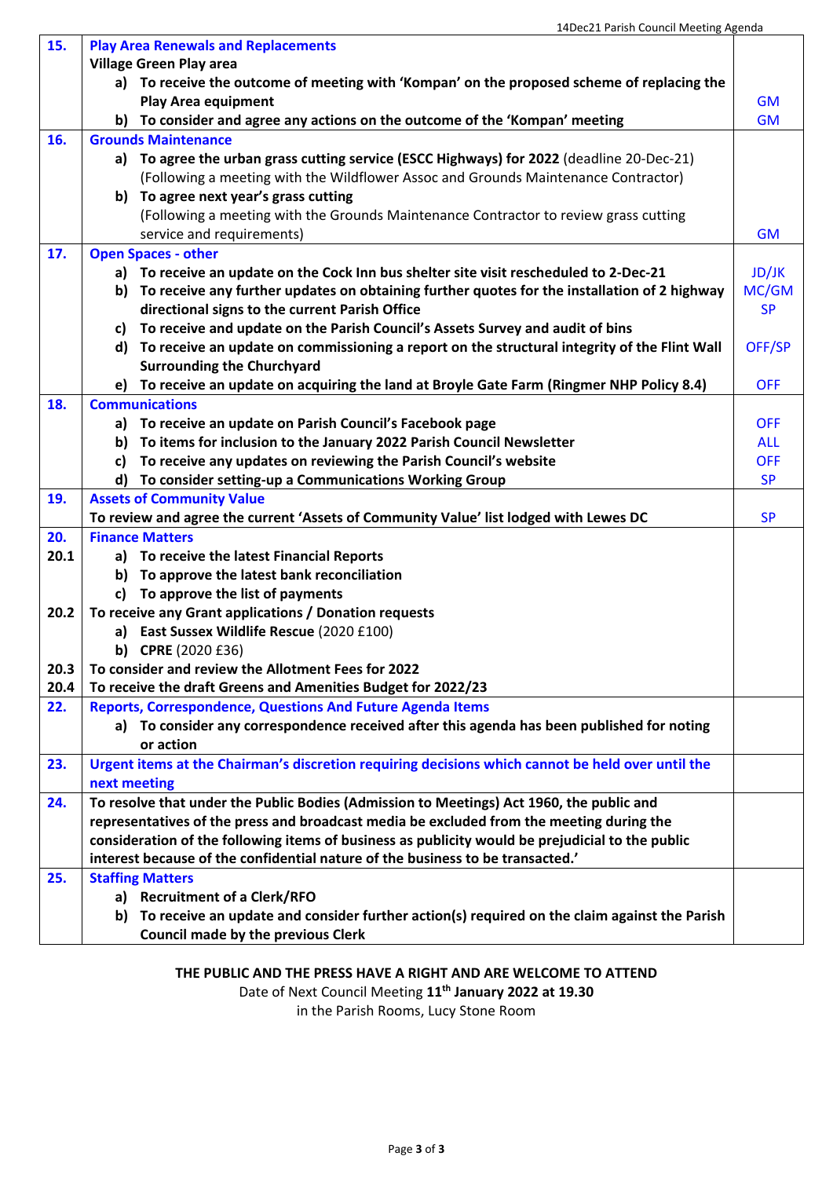| | | |
|---|---|---|
| **15.** | **Play Area Renewals and Replacements** | |
| | **Village Green Play area** | |
| | **a) To receive the outcome of meeting with 'Kompan' on the proposed scheme of replacing the Play Area equipment** | GM |
| | **b) To consider and agree any actions on the outcome of the 'Kompan' meeting** | GM |
| **16.** | **Grounds Maintenance** | |
| | **a) To agree the urban grass cutting service (ESCC Highways) for 2022** (deadline 20-Dec-21) (Following a meeting with the Wildflower Assoc and Grounds Maintenance Contractor) | |
| | **b) To agree next year's grass cutting** (Following a meeting with the Grounds Maintenance Contractor to review grass cutting service and requirements) | GM |
| **17.** | **Open Spaces - other** | |
| | **a) To receive an update on the Cock Inn bus shelter site visit rescheduled to 2-Dec-21** | JD/JK |
| | **b) To receive any further updates on obtaining further quotes for the installation of 2 highway directional signs to the current Parish Office** | MC/GM SP |
| | **c) To receive and update on the Parish Council's Assets Survey and audit of bins** | |
| | **d) To receive an update on commissioning a report on the structural integrity of the Flint Wall Surrounding the Churchyard** | OFF/SP |
| | **e) To receive an update on acquiring the land at Broyle Gate Farm (Ringmer NHP Policy 8.4)** | OFF |
| **18.** | **Communications** | |
| | **a) To receive an update on Parish Council's Facebook page** | OFF |
| | **b) To items for inclusion to the January 2022 Parish Council Newsletter** | ALL |
| | **c) To receive any updates on reviewing the Parish Council's website** | OFF |
| | **d) To consider setting-up a Communications Working Group** | SP |
| **19.** | **Assets of Community Value** | |
| | **To review and agree the current 'Assets of Community Value' list lodged with Lewes DC** | SP |
| **20.** | **Finance Matters** | |
| **20.1** | **a) To receive the latest Financial Reports** | |
| | **b) To approve the latest bank reconciliation** | |
| | **c) To approve the list of payments** | |
| **20.2** | **To receive any Grant applications / Donation requests** | |
| | **a) East Sussex Wildlife Rescue** (2020 £100) | |
| | **b) CPRE** (2020 £36) | |
| **20.3** | **To consider and review the Allotment Fees for 2022** | |
| **20.4** | **To receive the draft Greens and Amenities Budget for 2022/23** | |
| **22.** | **Reports, Correspondence, Questions And Future Agenda Items** | |
| | **a) To consider any correspondence received after this agenda has been published for noting or action** | |
| **23.** | **Urgent items at the Chairman's discretion requiring decisions which cannot be held over until the next meeting** | |
| **24.** | **To resolve that under the Public Bodies (Admission to Meetings) Act 1960, the public and representatives of the press and broadcast media be excluded from the meeting during the consideration of the following items of business as publicity would be prejudicial to the public interest because of the confidential nature of the business to be transacted.'** | |
| **25.** | **Staffing Matters** | |
| | **a) Recruitment of a Clerk/RFO** | |
| | **b) To receive an update and consider further action(s) required on the claim against the Parish Council made by the previous Clerk** | |

**THE PUBLIC AND THE PRESS HAVE A RIGHT AND ARE WELCOME TO ATTEND**

Date of Next Council Meeting **11th January 2022 at 19.30**

in the Parish Rooms, Lucy Stone Room